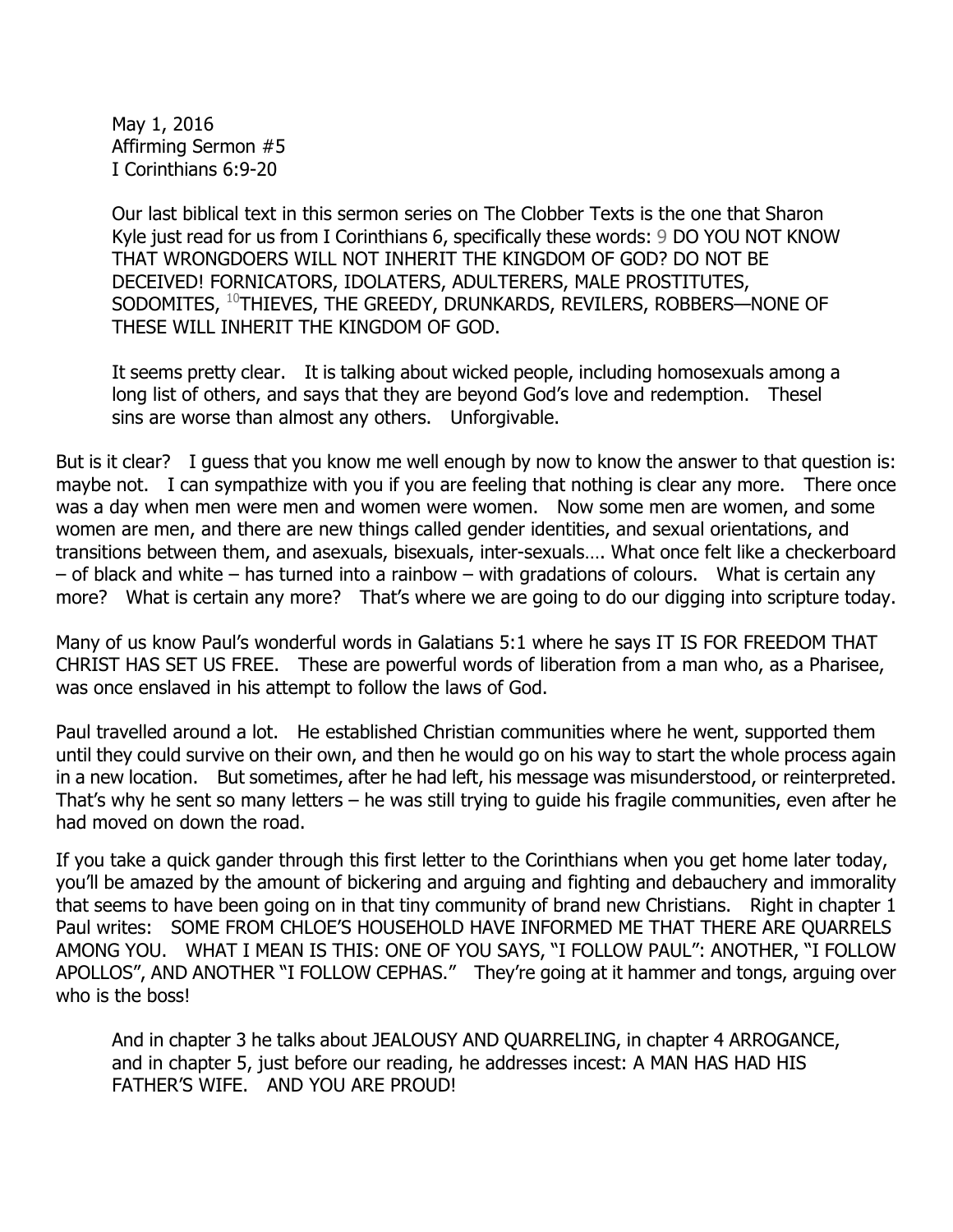May 1, 2016
Affirming Sermon #5
I Corinthians 6:9-20

Our last biblical text in this sermon series on The Clobber Texts is the one that Sharon Kyle just read for us from I Corinthians 6, specifically these words: 9 DO YOU NOT KNOW THAT WRONGDOERS WILL NOT INHERIT THE KINGDOM OF GOD? DO NOT BE DECEIVED! FORNICATORS, IDOLATERS, ADULTERERS, MALE PROSTITUTES, SODOMITES, 10 THIEVES, THE GREEDY, DRUNKARDS, REVILERS, ROBBERS—NONE OF THESE WILL INHERIT THE KINGDOM OF GOD.

It seems pretty clear. It is talking about wicked people, including homosexuals among a long list of others, and says that they are beyond God's love and redemption. Thesel sins are worse than almost any others. Unforgivable.

But is it clear? I guess that you know me well enough by now to know the answer to that question is: maybe not. I can sympathize with you if you are feeling that nothing is clear any more. There once was a day when men were men and women were women. Now some men are women, and some women are men, and there are new things called gender identities, and sexual orientations, and transitions between them, and asexuals, bisexuals, inter-sexuals…. What once felt like a checkerboard – of black and white – has turned into a rainbow – with gradations of colours. What is certain any more? What is certain any more? That's where we are going to do our digging into scripture today.

Many of us know Paul's wonderful words in Galatians 5:1 where he says IT IS FOR FREEDOM THAT CHRIST HAS SET US FREE. These are powerful words of liberation from a man who, as a Pharisee, was once enslaved in his attempt to follow the laws of God.

Paul travelled around a lot. He established Christian communities where he went, supported them until they could survive on their own, and then he would go on his way to start the whole process again in a new location. But sometimes, after he had left, his message was misunderstood, or reinterpreted. That's why he sent so many letters – he was still trying to guide his fragile communities, even after he had moved on down the road.

If you take a quick gander through this first letter to the Corinthians when you get home later today, you'll be amazed by the amount of bickering and arguing and fighting and debauchery and immorality that seems to have been going on in that tiny community of brand new Christians. Right in chapter 1 Paul writes: SOME FROM CHLOE'S HOUSEHOLD HAVE INFORMED ME THAT THERE ARE QUARRELS AMONG YOU. WHAT I MEAN IS THIS: ONE OF YOU SAYS, "I FOLLOW PAUL": ANOTHER, "I FOLLOW APOLLOS", AND ANOTHER "I FOLLOW CEPHAS." They're going at it hammer and tongs, arguing over who is the boss!

And in chapter 3 he talks about JEALOUSY AND QUARRELING, in chapter 4 ARROGANCE, and in chapter 5, just before our reading, he addresses incest: A MAN HAS HAD HIS FATHER'S WIFE. AND YOU ARE PROUD!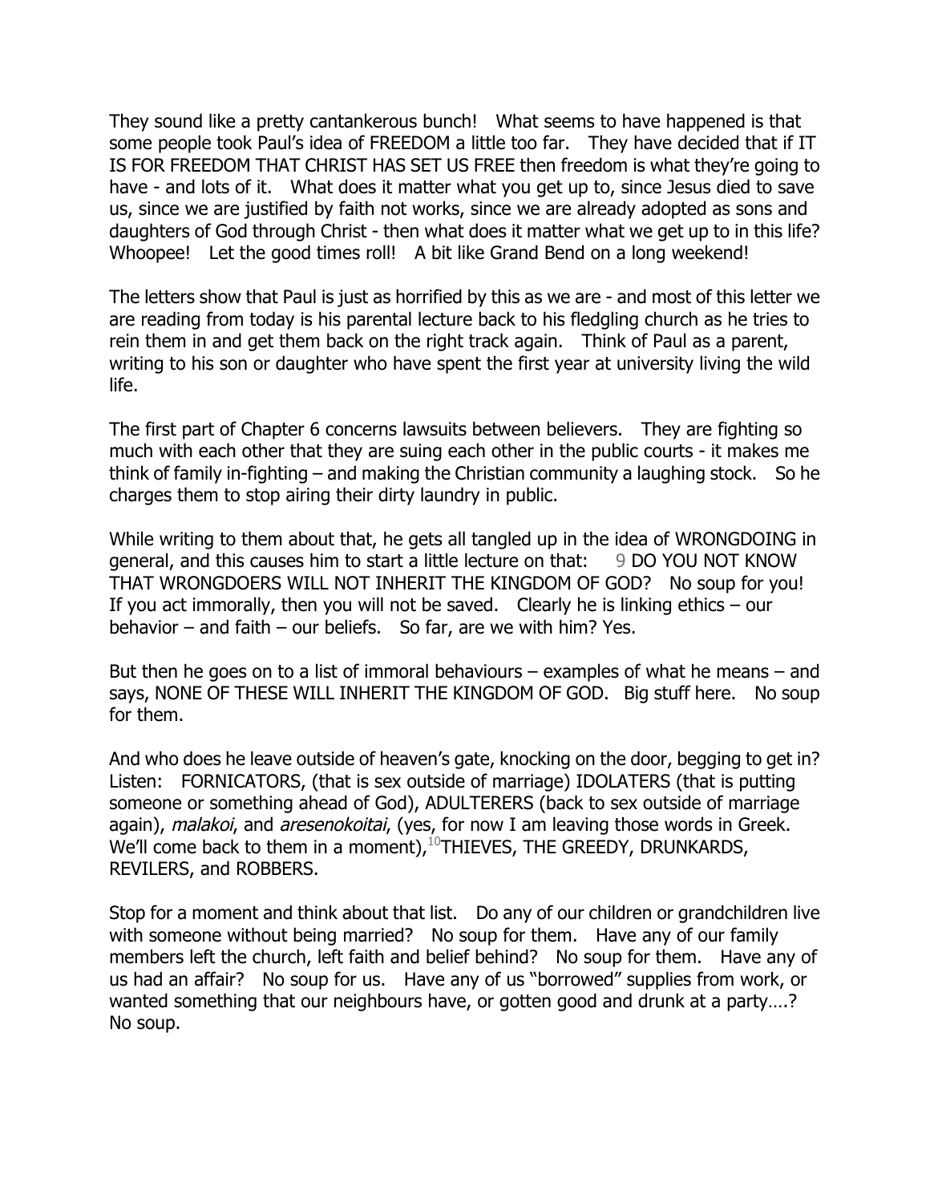They sound like a pretty cantankerous bunch! What seems to have happened is that some people took Paul's idea of FREEDOM a little too far. They have decided that if IT IS FOR FREEDOM THAT CHRIST HAS SET US FREE then freedom is what they're going to have - and lots of it. What does it matter what you get up to, since Jesus died to save us, since we are justified by faith not works, since we are already adopted as sons and daughters of God through Christ - then what does it matter what we get up to in this life? Whoopee! Let the good times roll! A bit like Grand Bend on a long weekend!

The letters show that Paul is just as horrified by this as we are - and most of this letter we are reading from today is his parental lecture back to his fledgling church as he tries to rein them in and get them back on the right track again. Think of Paul as a parent, writing to his son or daughter who have spent the first year at university living the wild life.

The first part of Chapter 6 concerns lawsuits between believers. They are fighting so much with each other that they are suing each other in the public courts - it makes me think of family in-fighting – and making the Christian community a laughing stock. So he charges them to stop airing their dirty laundry in public.

While writing to them about that, he gets all tangled up in the idea of WRONGDOING in general, and this causes him to start a little lecture on that: 9 DO YOU NOT KNOW THAT WRONGDOERS WILL NOT INHERIT THE KINGDOM OF GOD? No soup for you! If you act immorally, then you will not be saved. Clearly he is linking ethics – our behavior – and faith – our beliefs. So far, are we with him? Yes.

But then he goes on to a list of immoral behaviours – examples of what he means – and says, NONE OF THESE WILL INHERIT THE KINGDOM OF GOD. Big stuff here. No soup for them.

And who does he leave outside of heaven's gate, knocking on the door, begging to get in? Listen: FORNICATORS, (that is sex outside of marriage) IDOLATERS (that is putting someone or something ahead of God), ADULTERERS (back to sex outside of marriage again), *malakoi*, and *aresenokoitai*, (yes, for now I am leaving those words in Greek. We'll come back to them in a moment), [10] THIEVES, THE GREEDY, DRUNKARDS, REVILERS, and ROBBERS.

Stop for a moment and think about that list. Do any of our children or grandchildren live with someone without being married? No soup for them. Have any of our family members left the church, left faith and belief behind? No soup for them. Have any of us had an affair? No soup for us. Have any of us "borrowed" supplies from work, or wanted something that our neighbours have, or gotten good and drunk at a party….? No soup.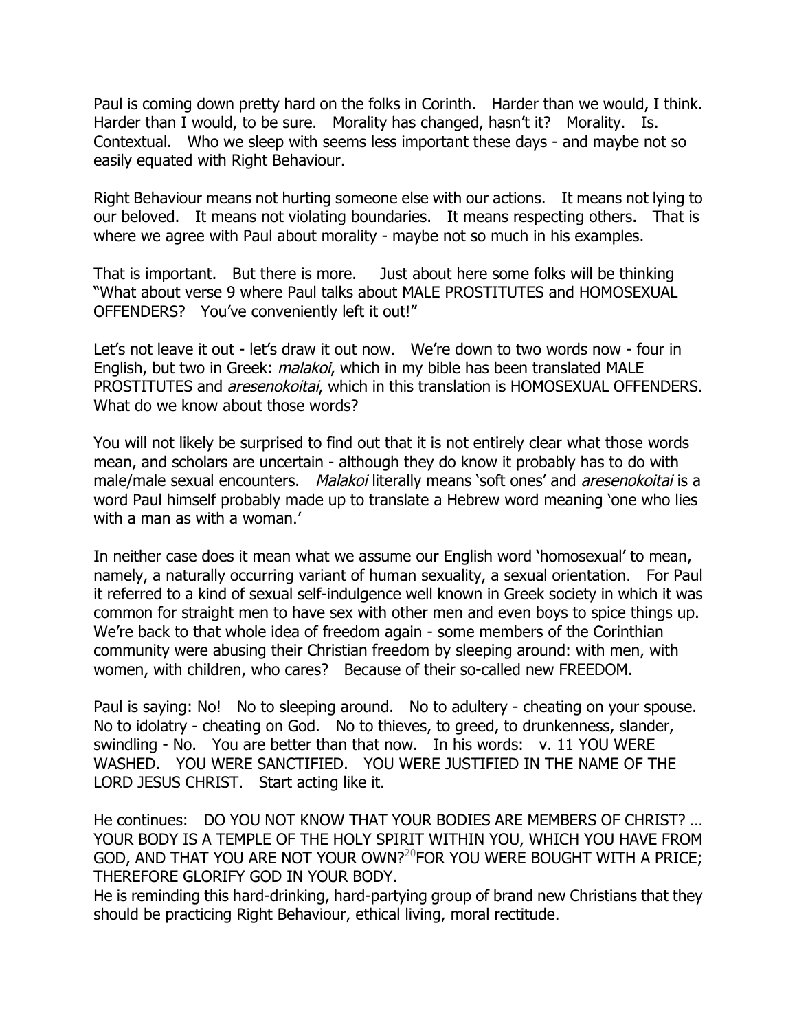Paul is coming down pretty hard on the folks in Corinth. Harder than we would, I think. Harder than I would, to be sure. Morality has changed, hasn't it? Morality. Is. Contextual. Who we sleep with seems less important these days - and maybe not so easily equated with Right Behaviour.

Right Behaviour means not hurting someone else with our actions. It means not lying to our beloved. It means not violating boundaries. It means respecting others. That is where we agree with Paul about morality - maybe not so much in his examples.

That is important. But there is more. Just about here some folks will be thinking "What about verse 9 where Paul talks about MALE PROSTITUTES and HOMOSEXUAL OFFENDERS? You've conveniently left it out!"

Let's not leave it out - let's draw it out now. We're down to two words now - four in English, but two in Greek: *malakoi*, which in my bible has been translated MALE PROSTITUTES and *aresenokoitai*, which in this translation is HOMOSEXUAL OFFENDERS. What do we know about those words?

You will not likely be surprised to find out that it is not entirely clear what those words mean, and scholars are uncertain - although they do know it probably has to do with male/male sexual encounters. *Malakoi* literally means 'soft ones' and *aresenokoitai* is a word Paul himself probably made up to translate a Hebrew word meaning 'one who lies with a man as with a woman.'

In neither case does it mean what we assume our English word 'homosexual' to mean, namely, a naturally occurring variant of human sexuality, a sexual orientation. For Paul it referred to a kind of sexual self-indulgence well known in Greek society in which it was common for straight men to have sex with other men and even boys to spice things up. We're back to that whole idea of freedom again - some members of the Corinthian community were abusing their Christian freedom by sleeping around: with men, with women, with children, who cares? Because of their so-called new FREEDOM.

Paul is saying: No! No to sleeping around. No to adultery - cheating on your spouse. No to idolatry - cheating on God. No to thieves, to greed, to drunkenness, slander, swindling - No. You are better than that now. In his words: v. 11 YOU WERE WASHED. YOU WERE SANCTIFIED. YOU WERE JUSTIFIED IN THE NAME OF THE LORD JESUS CHRIST. Start acting like it.

He continues: DO YOU NOT KNOW THAT YOUR BODIES ARE MEMBERS OF CHRIST? … YOUR BODY IS A TEMPLE OF THE HOLY SPIRIT WITHIN YOU, WHICH YOU HAVE FROM GOD, AND THAT YOU ARE NOT YOUR OWN?[20]FOR YOU WERE BOUGHT WITH A PRICE; THEREFORE GLORIFY GOD IN YOUR BODY.
He is reminding this hard-drinking, hard-partying group of brand new Christians that they should be practicing Right Behaviour, ethical living, moral rectitude.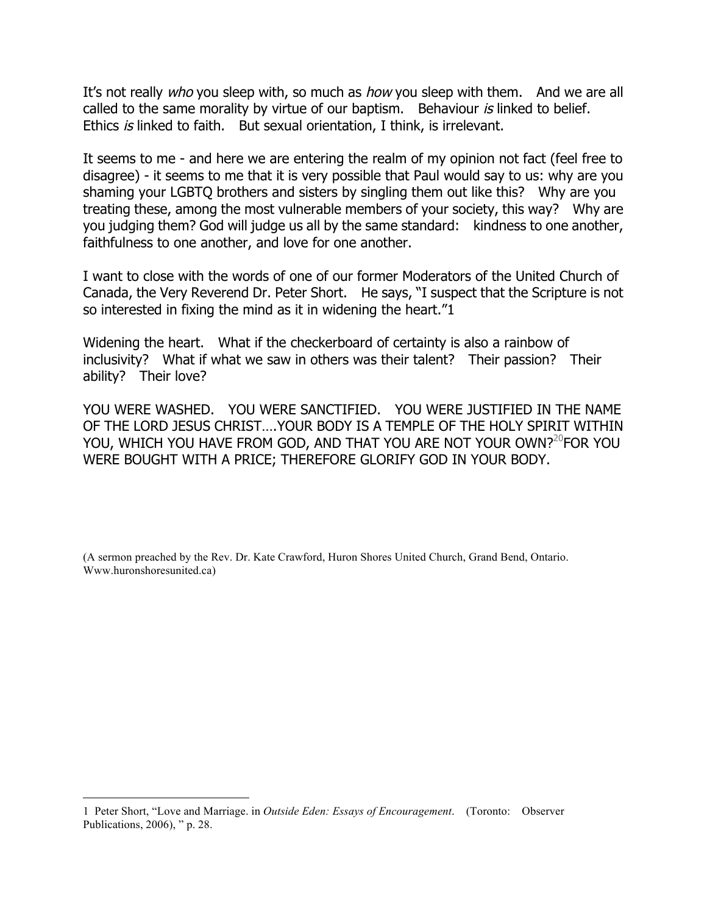It's not really *who* you sleep with, so much as *how* you sleep with them. And we are all called to the same morality by virtue of our baptism. Behaviour *is* linked to belief. Ethics *is* linked to faith. But sexual orientation, I think, is irrelevant.

It seems to me - and here we are entering the realm of my opinion not fact (feel free to disagree) - it seems to me that it is very possible that Paul would say to us: why are you shaming your LGBTQ brothers and sisters by singling them out like this? Why are you treating these, among the most vulnerable members of your society, this way? Why are you judging them? God will judge us all by the same standard: kindness to one another, faithfulness to one another, and love for one another.

I want to close with the words of one of our former Moderators of the United Church of Canada, the Very Reverend Dr. Peter Short. He says, "I suspect that the Scripture is not so interested in fixing the mind as it in widening the heart."[1]

Widening the heart. What if the checkerboard of certainty is also a rainbow of inclusivity? What if what we saw in others was their talent? Their passion? Their ability? Their love?

YOU WERE WASHED. YOU WERE SANCTIFIED. YOU WERE JUSTIFIED IN THE NAME OF THE LORD JESUS CHRIST….YOUR BODY IS A TEMPLE OF THE HOLY SPIRIT WITHIN YOU, WHICH YOU HAVE FROM GOD, AND THAT YOU ARE NOT YOUR OWN?[20]FOR YOU WERE BOUGHT WITH A PRICE; THEREFORE GLORIFY GOD IN YOUR BODY.

(A sermon preached by the Rev. Dr. Kate Crawford, Huron Shores United Church, Grand Bend, Ontario. Www.huronshoresunited.ca)

---

1 Peter Short, "Love and Marriage. in *Outside Eden: Essays of Encouragement*. (Toronto: Observer Publications, 2006), " p. 28.